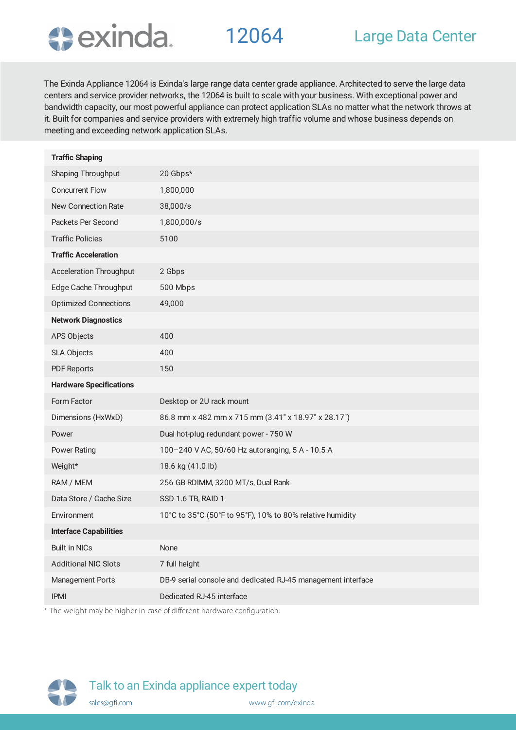# exinda 12064 Large Data Center

The Exinda Appliance 12064 is Exinda's large range data center grade appliance. Architected to serve the large data centers and service provider networks, the 12064 is built to scale with your business. With exceptional power and bandwidth capacity, our most powerful appliance can protect application SLAs no matter what the network throws at it. Built for companies and service providers with extremely high traffic volume and whose business depends on meeting and exceeding network application SLAs.

| **Traffic Shaping** | |
|---|---|
| Shaping Throughput | 20 Gbps* |
| Concurrent Flow | 1,800,000 |
| New Connection Rate | 38,000/s |
| Packets Per Second | 1,800,000/s |
| Traffic Policies | 5100 |
| **Traffic Acceleration** | |
| Acceleration Throughput | 2 Gbps |
| Edge Cache Throughput | 500 Mbps |
| Optimized Connections | 49,000 |
| **Network Diagnostics** | |
| APS Objects | 400 |
| SLA Objects | 400 |
| PDF Reports | 150 |
| **Hardware Specifications** | |
| Form Factor | Desktop or 2U rack mount |
| Dimensions (HxWxD) | 86.8 mm x 482 mm x 715 mm (3.41" x 18.97" x 28.17") |
| Power | Dual hot-plug redundant power - 750 W |
| Power Rating | 100–240 V AC, 50/60 Hz autoranging, 5 A - 10.5 A |
| Weight* | 18.6 kg (41.0 lb) |
| RAM / MEM | 256 GB RDIMM, 3200 MT/s, Dual Rank |
| Data Store / Cache Size | SSD 1.6 TB, RAID 1 |
| Environment | 10°C to 35°C (50°F to 95°F), 10% to 80% relative humidity |
| **Interface Capabilities** | |
| Built in NICs | None |
| Additional NIC Slots | 7 full height |
| Management Ports | DB-9 serial console and dedicated RJ-45 management interface |
| IPMI | Dedicated RJ-45 interface |

* The weight may be higher in case of different hardware configuration.

Talk to an Exinda appliance expert today

sales@gfi.com www.gfi.com/exinda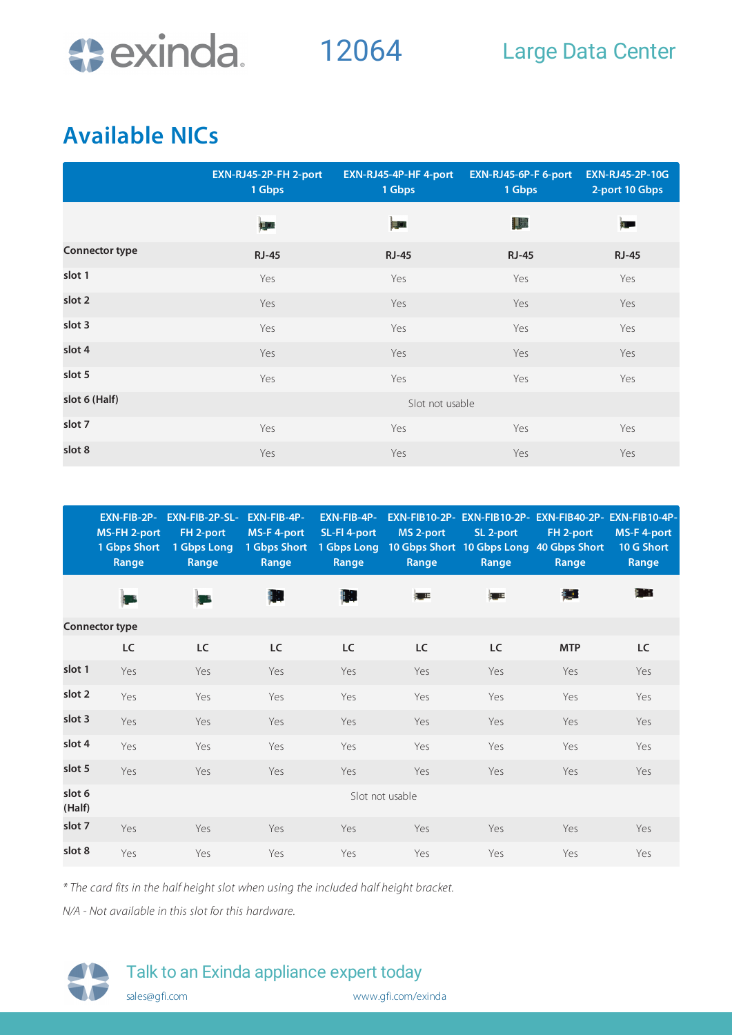exinda 12064 Large Data Center

## Available NICs

| | EXN-RJ45-2P-FH 2-port 1 Gbps | EXN-RJ45-4P-HF 4-port 1 Gbps | EXN-RJ45-6P-F 6-port 1 Gbps | EXN-RJ45-2P-10G 2-port 10 Gbps |
|---|---|---|---|---|
| Connector type | **RJ-45** | **RJ-45** | **RJ-45** | **RJ-45** |
| slot 1 | Yes | Yes | Yes | Yes |
| slot 2 | Yes | Yes | Yes | Yes |
| slot 3 | Yes | Yes | Yes | Yes |
| slot 4 | Yes | Yes | Yes | Yes |
| slot 5 | Yes | Yes | Yes | Yes |
| slot 6 (Half) | Slot not usable | | | |
| slot 7 | Yes | Yes | Yes | Yes |
| slot 8 | Yes | Yes | Yes | Yes |

| | EXN-FIB-2P-MS-FH 2-port 1 Gbps Short Range | EXN-FIB-2P-SL-FH 2-port 1 Gbps Long Range | EXN-FIB-4P-MS-F 4-port 1 Gbps Short Range | EXN-FIB-4P-SL-FI 4-port 1 Gbps Long Range | EXN-FIB10-2P-MS 2-port 10 Gbps Short Range | EXN-FIB10-2P-SL 2-port 10 Gbps Long Range | EXN-FIB40-2P-FH 2-port 40 Gbps Short Range | EXN-FIB10-4P-MS-F 4-port 10 G Short Range |
|---|---|---|---|---|---|---|---|---|
| Connector type | **LC** | **LC** | **LC** | **LC** | **LC** | **LC** | **MTP** | **LC** |
| slot 1 | Yes | Yes | Yes | Yes | Yes | Yes | Yes | Yes |
| slot 2 | Yes | Yes | Yes | Yes | Yes | Yes | Yes | Yes |
| slot 3 | Yes | Yes | Yes | Yes | Yes | Yes | Yes | Yes |
| slot 4 | Yes | Yes | Yes | Yes | Yes | Yes | Yes | Yes |
| slot 5 | Yes | Yes | Yes | Yes | Yes | Yes | Yes | Yes |
| slot 6 (Half) | Slot not usable | | | | | | | |
| slot 7 | Yes | Yes | Yes | Yes | Yes | Yes | Yes | Yes |
| slot 8 | Yes | Yes | Yes | Yes | Yes | Yes | Yes | Yes |

*\* The card fits in the half height slot when using the included half height bracket.*

*N/A - Not available in this slot for this hardware.*

Talk to an Exinda appliance expert today

sales@gfi.com www.gfi.com/exinda